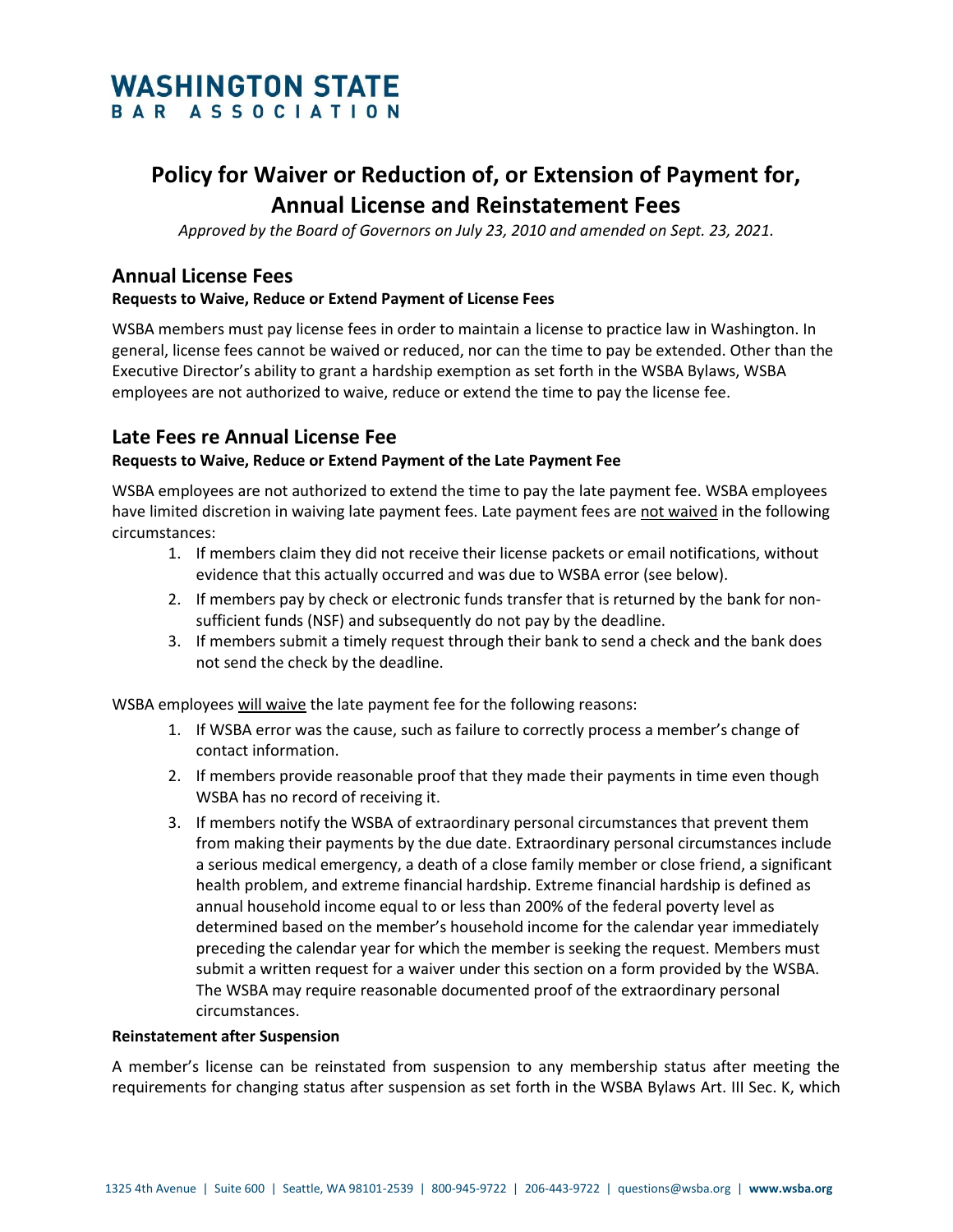# WASHINGTON STATE BAR ASSOCIATION

# Policy for Waiver or Reduction of, or Extension of Payment for, Annual License and Reinstatement Fees

*Approved by the Board of Governors on July 23, 2010 and amended on Sept. 23, 2021.*

## Annual License Fees

**Requests to Waive, Reduce or Extend Payment of License Fees**

WSBA members must pay license fees in order to maintain a license to practice law in Washington. In general, license fees cannot be waived or reduced, nor can the time to pay be extended. Other than the Executive Director's ability to grant a hardship exemption as set forth in the WSBA Bylaws, WSBA employees are not authorized to waive, reduce or extend the time to pay the license fee.

## Late Fees re Annual License Fee

**Requests to Waive, Reduce or Extend Payment of the Late Payment Fee**

WSBA employees are not authorized to extend the time to pay the late payment fee. WSBA employees have limited discretion in waiving late payment fees. Late payment fees are <u>not waived</u> in the following circumstances:

1. If members claim they did not receive their license packets or email notifications, without evidence that this actually occurred and was due to WSBA error (see below).
2. If members pay by check or electronic funds transfer that is returned by the bank for non-sufficient funds (NSF) and subsequently do not pay by the deadline.
3. If members submit a timely request through their bank to send a check and the bank does not send the check by the deadline.

WSBA employees <u>will waive</u> the late payment fee for the following reasons:

1. If WSBA error was the cause, such as failure to correctly process a member's change of contact information.
2. If members provide reasonable proof that they made their payments in time even though WSBA has no record of receiving it.
3. If members notify the WSBA of extraordinary personal circumstances that prevent them from making their payments by the due date. Extraordinary personal circumstances include a serious medical emergency, a death of a close family member or close friend, a significant health problem, and extreme financial hardship. Extreme financial hardship is defined as annual household income equal to or less than 200% of the federal poverty level as determined based on the member's household income for the calendar year immediately preceding the calendar year for which the member is seeking the request. Members must submit a written request for a waiver under this section on a form provided by the WSBA. The WSBA may require reasonable documented proof of the extraordinary personal circumstances.

**Reinstatement after Suspension**

A member's license can be reinstated from suspension to any membership status after meeting the requirements for changing status after suspension as set forth in the WSBA Bylaws Art. III Sec. K, which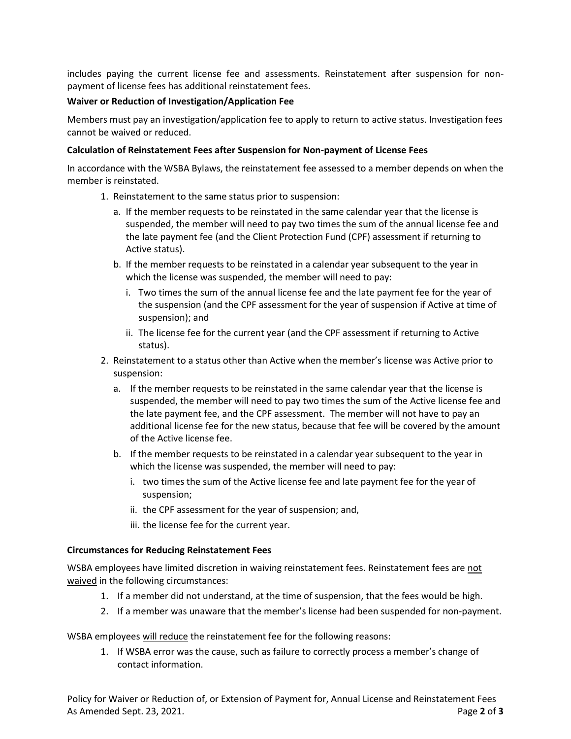includes paying the current license fee and assessments. Reinstatement after suspension for non-payment of license fees has additional reinstatement fees.

**Waiver or Reduction of Investigation/Application Fee**

Members must pay an investigation/application fee to apply to return to active status. Investigation fees cannot be waived or reduced.

**Calculation of Reinstatement Fees after Suspension for Non-payment of License Fees**

In accordance with the WSBA Bylaws, the reinstatement fee assessed to a member depends on when the member is reinstated.

1. Reinstatement to the same status prior to suspension:
   a. If the member requests to be reinstated in the same calendar year that the license is suspended, the member will need to pay two times the sum of the annual license fee and the late payment fee (and the Client Protection Fund (CPF) assessment if returning to Active status).
   b. If the member requests to be reinstated in a calendar year subsequent to the year in which the license was suspended, the member will need to pay:
      i. Two times the sum of the annual license fee and the late payment fee for the year of the suspension (and the CPF assessment for the year of suspension if Active at time of suspension); and
      ii. The license fee for the current year (and the CPF assessment if returning to Active status).
2. Reinstatement to a status other than Active when the member's license was Active prior to suspension:
   a. If the member requests to be reinstated in the same calendar year that the license is suspended, the member will need to pay two times the sum of the Active license fee and the late payment fee, and the CPF assessment. The member will not have to pay an additional license fee for the new status, because that fee will be covered by the amount of the Active license fee.
   b. If the member requests to be reinstated in a calendar year subsequent to the year in which the license was suspended, the member will need to pay:
      i. two times the sum of the Active license fee and late payment fee for the year of suspension;
      ii. the CPF assessment for the year of suspension; and,
      iii. the license fee for the current year.

**Circumstances for Reducing Reinstatement Fees**

WSBA employees have limited discretion in waiving reinstatement fees. Reinstatement fees are not waived in the following circumstances:

1. If a member did not understand, at the time of suspension, that the fees would be high.
2. If a member was unaware that the member's license had been suspended for non-payment.

WSBA employees will reduce the reinstatement fee for the following reasons:

1. If WSBA error was the cause, such as failure to correctly process a member's change of contact information.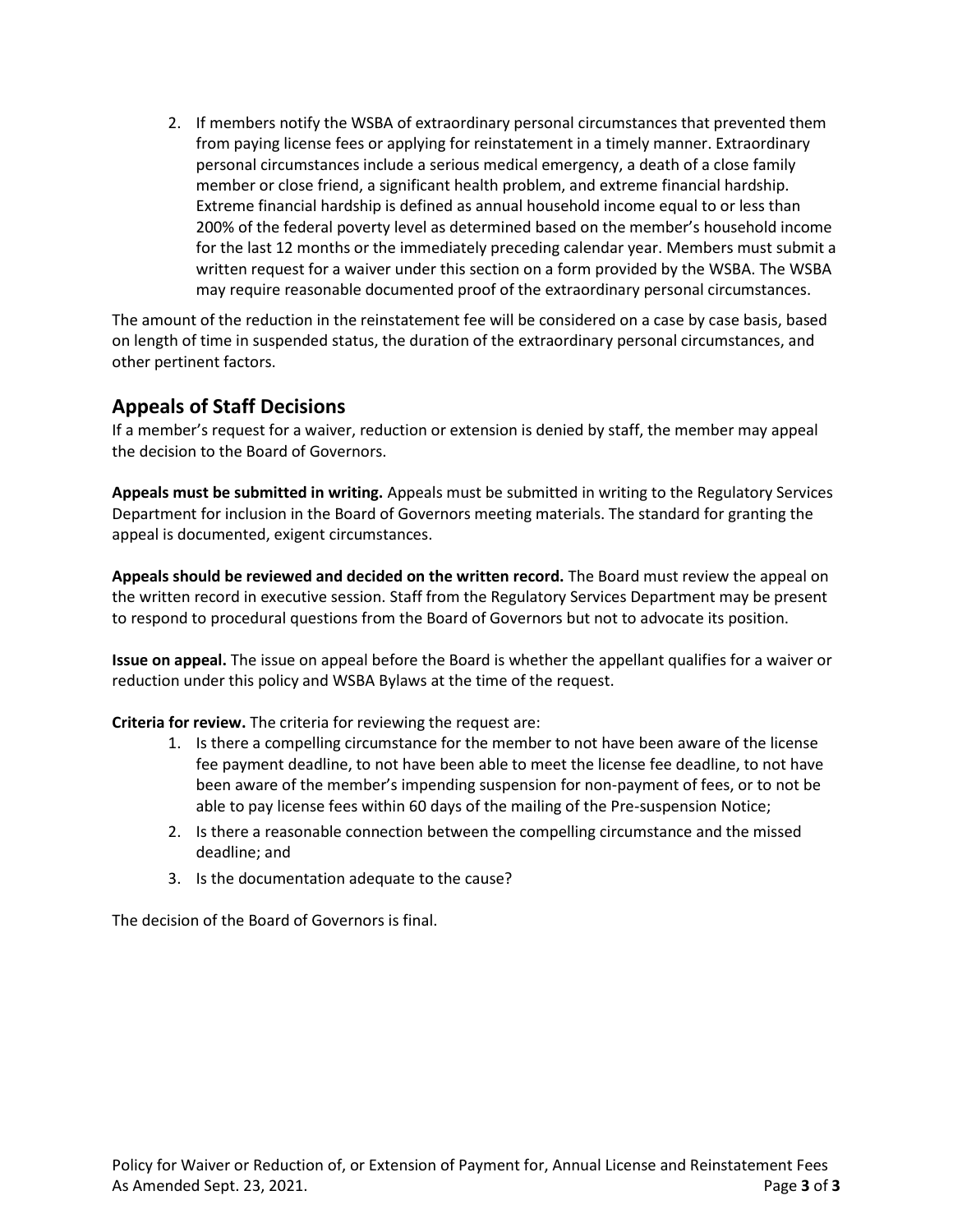2. If members notify the WSBA of extraordinary personal circumstances that prevented them from paying license fees or applying for reinstatement in a timely manner. Extraordinary personal circumstances include a serious medical emergency, a death of a close family member or close friend, a significant health problem, and extreme financial hardship. Extreme financial hardship is defined as annual household income equal to or less than 200% of the federal poverty level as determined based on the member's household income for the last 12 months or the immediately preceding calendar year. Members must submit a written request for a waiver under this section on a form provided by the WSBA. The WSBA may require reasonable documented proof of the extraordinary personal circumstances.

The amount of the reduction in the reinstatement fee will be considered on a case by case basis, based on length of time in suspended status, the duration of the extraordinary personal circumstances, and other pertinent factors.

## Appeals of Staff Decisions

If a member's request for a waiver, reduction or extension is denied by staff, the member may appeal the decision to the Board of Governors.

**Appeals must be submitted in writing.** Appeals must be submitted in writing to the Regulatory Services Department for inclusion in the Board of Governors meeting materials. The standard for granting the appeal is documented, exigent circumstances.

**Appeals should be reviewed and decided on the written record.** The Board must review the appeal on the written record in executive session. Staff from the Regulatory Services Department may be present to respond to procedural questions from the Board of Governors but not to advocate its position.

**Issue on appeal.** The issue on appeal before the Board is whether the appellant qualifies for a waiver or reduction under this policy and WSBA Bylaws at the time of the request.

**Criteria for review.** The criteria for reviewing the request are:

1. Is there a compelling circumstance for the member to not have been aware of the license fee payment deadline, to not have been able to meet the license fee deadline, to not have been aware of the member's impending suspension for non-payment of fees, or to not be able to pay license fees within 60 days of the mailing of the Pre-suspension Notice;
2. Is there a reasonable connection between the compelling circumstance and the missed deadline; and
3. Is the documentation adequate to the cause?

The decision of the Board of Governors is final.